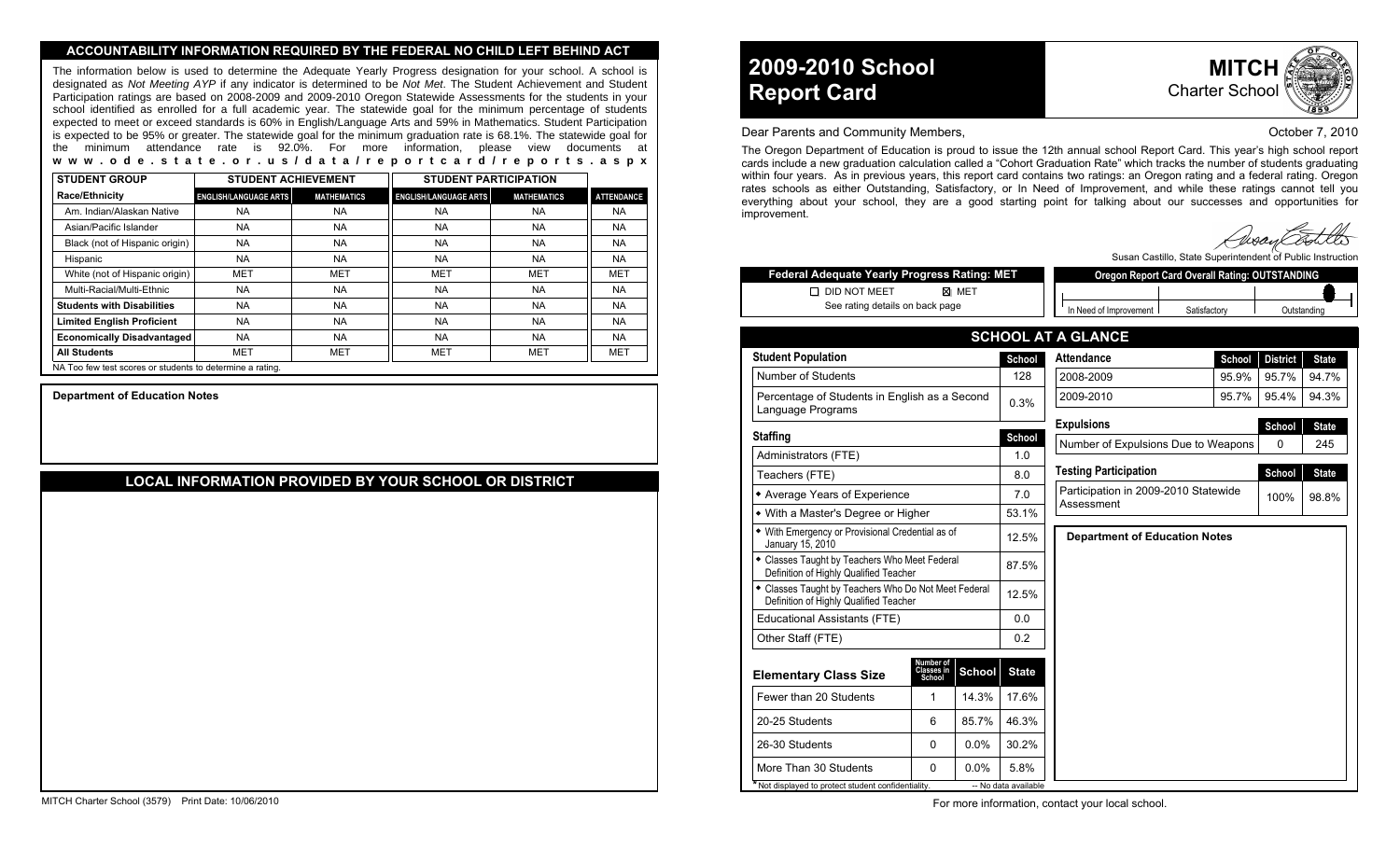## ACCOUNTABILITY INFORMATION REQUIRED BY THE FEDERAL NO CHILD LEFT BEHIND ACT

The information below is used to determine the Adequate Yearly Progress designation for your school. A school is designated as *Not Meeting AYP* if any indicator is determined to be *Not Met*. The Student Achievement and Student Participation ratings are based on 2008-2009 and 2009-2010 Oregon Statewide Assessments for the students in your school identified as enrolled for a full academic year. The statewide goal for the minimum percentage of students expected to meet or exceed standards is 60% in English/Language Arts and 59% in Mathematics. Student Participation is expected to be 95% or greater. The statewide goal for the minimum graduation rate is 68.1%. The statewide goal for the minimum attendance rate is 92.0%. For more information, please view documents at www.ode.state.or.us/data/reportcard/reports.aspx

| STUDENT GROUP | STUDENT ACHIEVEMENT | | STUDENT PARTICIPATION | | |
|---|---|---|---|---|---|
| Race/Ethnicity | ENGLISH/LANGUAGE ARTS | MATHEMATICS | ENGLISH/LANGUAGE ARTS | MATHEMATICS | ATTENDANCE |
| Am. Indian/Alaskan Native | NA | NA | NA | NA | NA |
| Asian/Pacific Islander | NA | NA | NA | NA | NA |
| Black (not of Hispanic origin) | NA | NA | NA | NA | NA |
| Hispanic | NA | NA | NA | NA | NA |
| White (not of Hispanic origin) | MET | MET | MET | MET | MET |
| Multi-Racial/Multi-Ethnic | NA | NA | NA | NA | NA |
| **Students with Disabilities** | NA | NA | NA | NA | NA |
| **Limited English Proficient** | NA | NA | NA | NA | NA |
| **Economically Disadvantaged** | NA | NA | NA | NA | NA |
| **All Students** | MET | MET | MET | MET | MET |

NA Too few test scores or students to determine a rating.

**Department of Education Notes**

## LOCAL INFORMATION PROVIDED BY YOUR SCHOOL OR DISTRICT

MITCH Charter School (3579) Print Date: 10/06/2010

# 2009-2010 School Report Card

**MITCH** Charter School

Dear Parents and Community Members,

October 7, 2010

The Oregon Department of Education is proud to issue the 12th annual school Report Card. This year's high school report cards include a new graduation calculation called a "Cohort Graduation Rate" which tracks the number of students graduating within four years. As in previous years, this report card contains two ratings: an Oregon rating and a federal rating. Oregon rates schools as either Outstanding, Satisfactory, or In Need of Improvement, and while these ratings cannot tell you everything about your school, they are a good starting point for talking about our successes and opportunities for improvement.

Susan Castillo, State Superintendent of Public Instruction

**Federal Adequate Yearly Progress Rating: MET**

☐ DID NOT MEET ☒ MET

See rating details on back page

**Oregon Report Card Overall Rating: OUTSTANDING**

In Need of Improvement | Satisfactory | Outstanding

## SCHOOL AT A GLANCE

| Student Population | School |
|---|---|
| Number of Students | 128 |
| Percentage of Students in English as a Second Language Programs | 0.3% |

| Staffing | School |
|---|---|
| Administrators (FTE) | 1.0 |
| Teachers (FTE) | 8.0 |
| ◆ Average Years of Experience | 7.0 |
| ◆ With a Master's Degree or Higher | 53.1% |
| ◆ With Emergency or Provisional Credential as of January 15, 2010 | 12.5% |
| ◆ Classes Taught by Teachers Who Meet Federal Definition of Highly Qualified Teacher | 87.5% |
| ◆ Classes Taught by Teachers Who Do Not Meet Federal Definition of Highly Qualified Teacher | 12.5% |
| Educational Assistants (FTE) | 0.0 |
| Other Staff (FTE) | 0.2 |

| Elementary Class Size | Number of Classes in School | School | State |
|---|---|---|---|
| Fewer than 20 Students | 1 | 14.3% | 17.6% |
| 20-25 Students | 6 | 85.7% | 46.3% |
| 26-30 Students | 0 | 0.0% | 30.2% |
| More Than 30 Students | 0 | 0.0% | 5.8% |

\* Not displayed to protect student confidentiality. -- No data available

| Attendance | School | District | State |
|---|---|---|---|
| 2008-2009 | 95.9% | 95.7% | 94.7% |
| 2009-2010 | 95.7% | 95.4% | 94.3% |

| Expulsions | School | State |
|---|---|---|
| Number of Expulsions Due to Weapons | 0 | 245 |

| Testing Participation | School | State |
|---|---|---|
| Participation in 2009-2010 Statewide Assessment | 100% | 98.8% |

**Department of Education Notes**

For more information, contact your local school.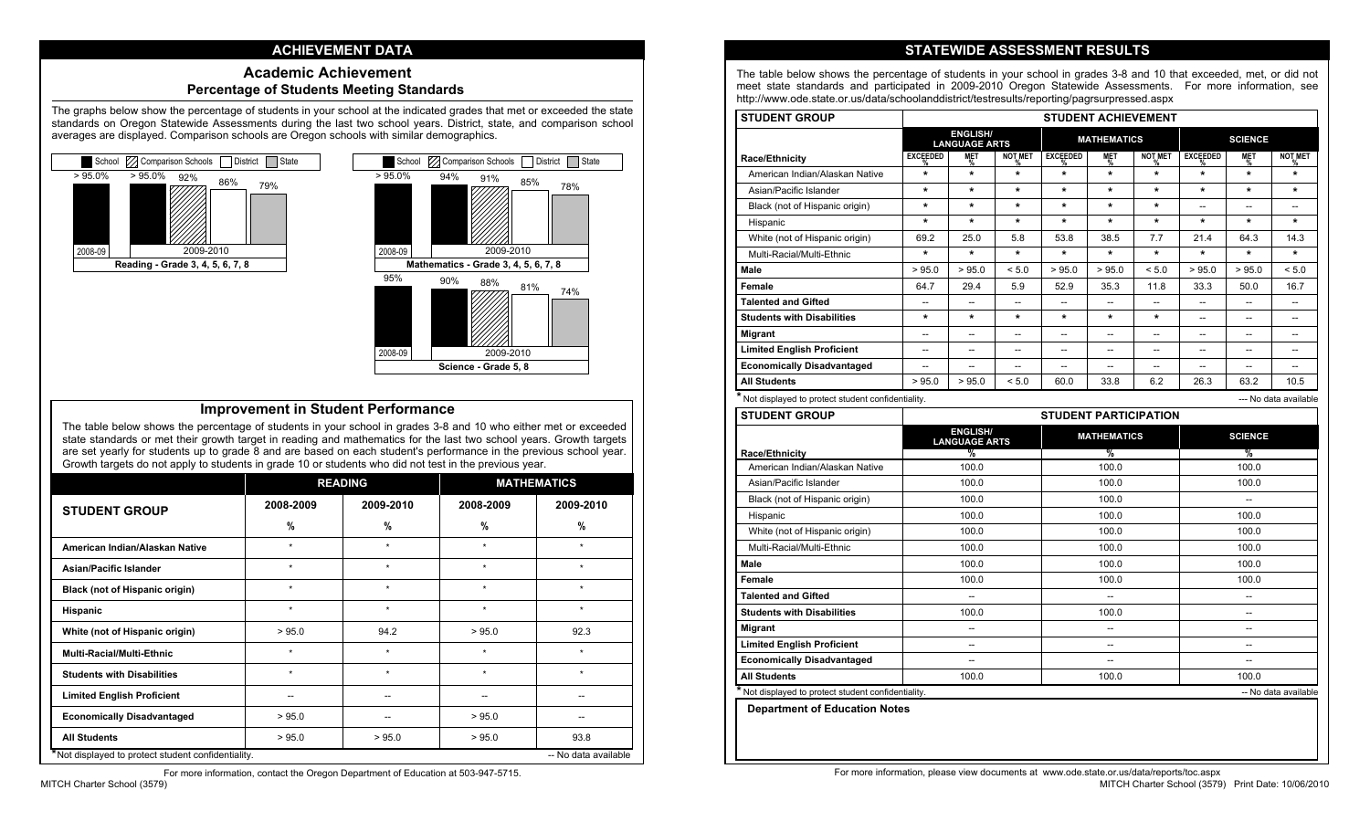## ACHIEVEMENT DATA

### Academic Achievement

**Percentage of Students Meeting Standards**

The graphs below show the percentage of students in your school at the indicated grades that met or exceeded the state standards on Oregon Statewide Assessments during the last two school years. District, state, and comparison school averages are displayed. Comparison schools are Oregon schools with similar demographics.

School
Comparison Schools
District
State

> 95.0%
> 95.0%
92%
86%
79%
2008-09
2009-2010
Reading - Grade 3, 4, 5, 6, 7, 8

> 95.0%
94%
91%
85%
78%
2008-09
2009-2010
Mathematics - Grade 3, 4, 5, 6, 7, 8

95%
90%
88%
81%
74%
2008-09
2009-2010
Science - Grade 5, 8

### Improvement in Student Performance

The table below shows the percentage of students in your school in grades 3-8 and 10 who either met or exceeded state standards or met their growth target in reading and mathematics for the last two school years. Growth targets are set yearly for students up to grade 8 and are based on each student's performance in the previous school year. Growth targets do not apply to students in grade 10 or students who did not test in the previous year.

| STUDENT GROUP | READING | | MATHEMATICS | |
|---|---|---|---|---|
| | 2008-2009 % | 2009-2010 % | 2008-2009 % | 2009-2010 % |
| American Indian/Alaskan Native | * | * | * | * |
| Asian/Pacific Islander | * | * | * | * |
| Black (not of Hispanic origin) | * | * | * | * |
| Hispanic | * | * | * | * |
| White (not of Hispanic origin) | > 95.0 | 94.2 | > 95.0 | 92.3 |
| Multi-Racial/Multi-Ethnic | * | * | * | * |
| Students with Disabilities | * | * | * | * |
| Limited English Proficient | -- | -- | -- | -- |
| Economically Disadvantaged | > 95.0 | -- | > 95.0 | -- |
| All Students | > 95.0 | > 95.0 | > 95.0 | 93.8 |

* Not displayed to protect student confidentiality. -- No data available

For more information, contact the Oregon Department of Education at 503-947-5715.

## STATEWIDE ASSESSMENT RESULTS

The table below shows the percentage of students in your school in grades 3-8 and 10 that exceeded, met, or did not meet state standards and participated in 2009-2010 Oregon Statewide Assessments. For more information, see http://www.ode.state.or.us/data/schoolanddistrict/testresults/reporting/pagrsurpressed.aspx

| STUDENT GROUP | STUDENT ACHIEVEMENT | | | | | | | | |
|---|---|---|---|---|---|---|---|---|---|
| | ENGLISH/ LANGUAGE ARTS | | | MATHEMATICS | | | SCIENCE | | |
| Race/Ethnicity | EXCEEDED % | MET % | NOT MET % | EXCEEDED % | MET % | NOT MET % | EXCEEDED % | MET % | NOT MET % |
| American Indian/Alaskan Native | * | * | * | * | * | * | * | * | * |
| Asian/Pacific Islander | * | * | * | * | * | * | * | * | * |
| Black (not of Hispanic origin) | * | * | * | * | * | * | -- | -- | -- |
| Hispanic | * | * | * | * | * | * | * | * | * |
| White (not of Hispanic origin) | 69.2 | 25.0 | 5.8 | 53.8 | 38.5 | 7.7 | 21.4 | 64.3 | 14.3 |
| Multi-Racial/Multi-Ethnic | * | * | * | * | * | * | * | * | * |
| Male | > 95.0 | > 95.0 | < 5.0 | > 95.0 | > 95.0 | < 5.0 | > 95.0 | > 95.0 | < 5.0 |
| Female | 64.7 | 29.4 | 5.9 | 52.9 | 35.3 | 11.8 | 33.3 | 50.0 | 16.7 |
| Talented and Gifted | -- | -- | -- | -- | -- | -- | -- | -- | -- |
| Students with Disabilities | * | * | * | * | * | * | -- | -- | -- |
| Migrant | -- | -- | -- | -- | -- | -- | -- | -- | -- |
| Limited English Proficient | -- | -- | -- | -- | -- | -- | -- | -- | -- |
| Economically Disadvantaged | -- | -- | -- | -- | -- | -- | -- | -- | -- |
| All Students | > 95.0 | > 95.0 | < 5.0 | 60.0 | 33.8 | 6.2 | 26.3 | 63.2 | 10.5 |

* Not displayed to protect student confidentiality. --- No data available

| STUDENT GROUP | STUDENT PARTICIPATION | | |
|---|---|---|---|
| | ENGLISH/ LANGUAGE ARTS | MATHEMATICS | SCIENCE |
| Race/Ethnicity | % | % | % |
| American Indian/Alaskan Native | 100.0 | 100.0 | 100.0 |
| Asian/Pacific Islander | 100.0 | 100.0 | 100.0 |
| Black (not of Hispanic origin) | 100.0 | 100.0 | -- |
| Hispanic | 100.0 | 100.0 | 100.0 |
| White (not of Hispanic origin) | 100.0 | 100.0 | 100.0 |
| Multi-Racial/Multi-Ethnic | 100.0 | 100.0 | 100.0 |
| Male | 100.0 | 100.0 | 100.0 |
| Female | 100.0 | 100.0 | 100.0 |
| Talented and Gifted | -- | -- | -- |
| Students with Disabilities | 100.0 | 100.0 | -- |
| Migrant | -- | -- | -- |
| Limited English Proficient | -- | -- | -- |
| Economically Disadvantaged | -- | -- | -- |
| All Students | 100.0 | 100.0 | 100.0 |

* Not displayed to protect student confidentiality. -- No data available

**Department of Education Notes**

For more information, please view documents at www.ode.state.or.us/data/reports/toc.aspx